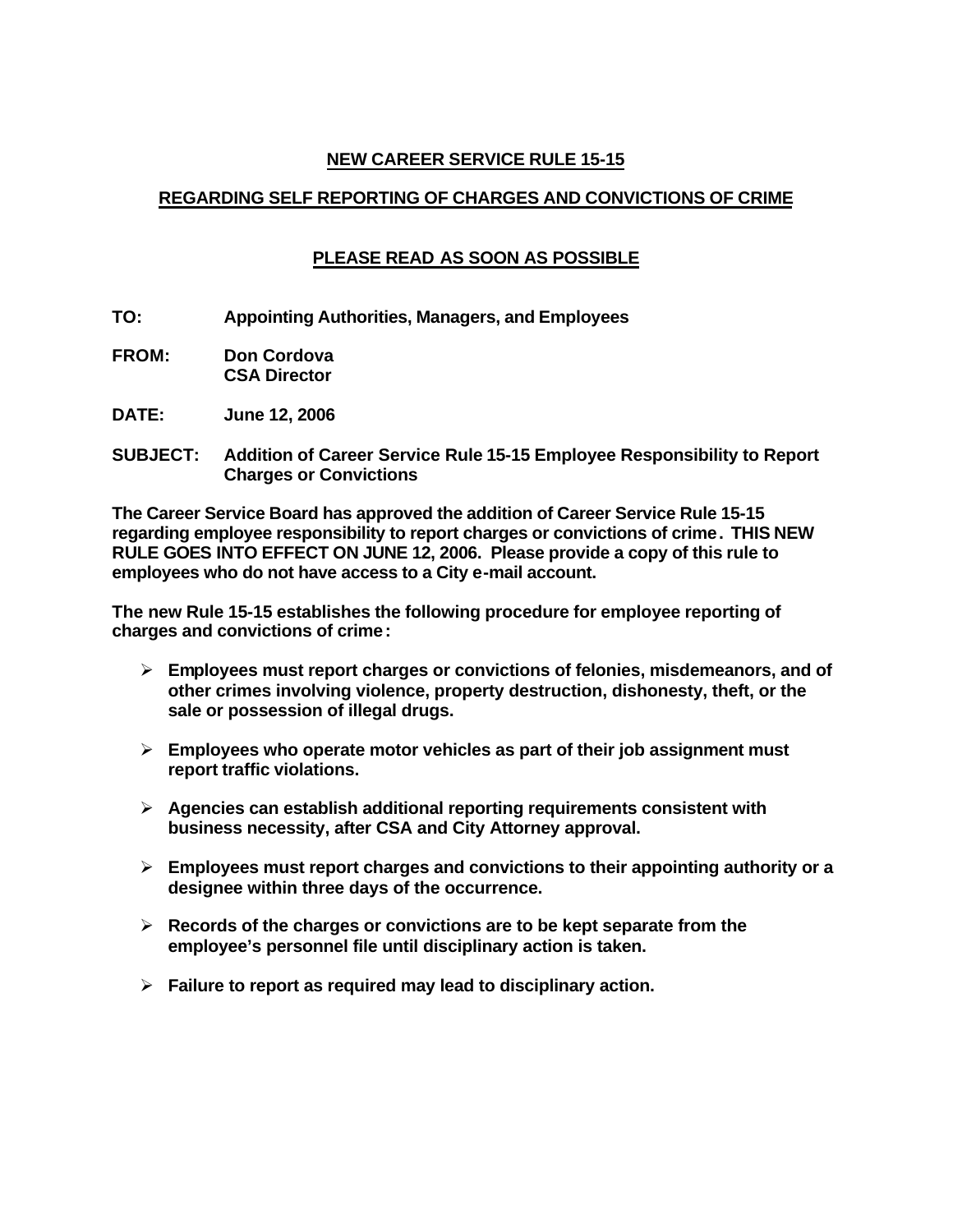# NEW CAREER SERVICE RULE 15-15

## REGARDING SELF REPORTING OF CHARGES AND CONVICTIONS OF CRIME

### PLEASE READ AS SOON AS POSSIBLE

**TO:** Appointing Authorities, Managers, and Employees

**FROM:** Don Cordova
CSA Director

**DATE:** June 12, 2006

**SUBJECT:** Addition of Career Service Rule 15-15 Employee Responsibility to Report Charges or Convictions

**The Career Service Board has approved the addition of Career Service Rule 15-15 regarding employee responsibility to report charges or convictions of crime. THIS NEW RULE GOES INTO EFFECT ON JUNE 12, 2006. Please provide a copy of this rule to employees who do not have access to a City e-mail account.**

**The new Rule 15-15 establishes the following procedure for employee reporting of charges and convictions of crime:**

- **Employees must report charges or convictions of felonies, misdemeanors, and of other crimes involving violence, property destruction, dishonesty, theft, or the sale or possession of illegal drugs.**
- **Employees who operate motor vehicles as part of their job assignment must report traffic violations.**
- **Agencies can establish additional reporting requirements consistent with business necessity, after CSA and City Attorney approval.**
- **Employees must report charges and convictions to their appointing authority or a designee within three days of the occurrence.**
- **Records of the charges or convictions are to be kept separate from the employee's personnel file until disciplinary action is taken.**
- **Failure to report as required may lead to disciplinary action.**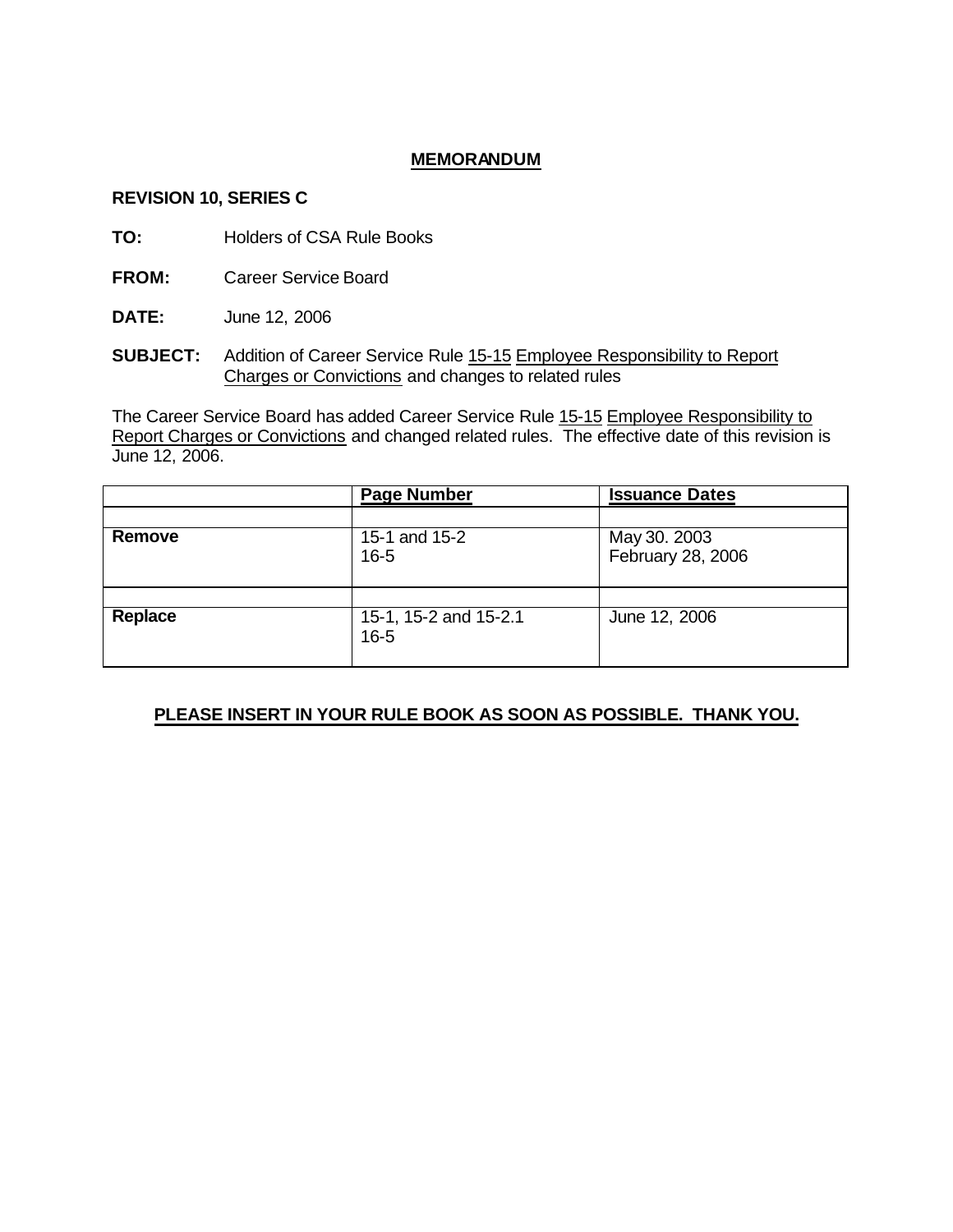# MEMORANDUM

**REVISION 10, SERIES C**

**TO:** Holders of CSA Rule Books

**FROM:** Career Service Board

**DATE:** June 12, 2006

**SUBJECT:** Addition of Career Service Rule 15-15 Employee Responsibility to Report Charges or Convictions and changes to related rules

The Career Service Board has added Career Service Rule 15-15 Employee Responsibility to Report Charges or Convictions and changed related rules. The effective date of this revision is June 12, 2006.

| | Page Number | Issuance Dates |
|---|---|---|
| | | |
| **Remove** | 15-1 and 15-2<br>16-5 | May 30. 2003<br>February 28, 2006 |
| | | |
| **Replace** | 15-1, 15-2 and 15-2.1<br>16-5 | June 12, 2006 |

**PLEASE INSERT IN YOUR RULE BOOK AS SOON AS POSSIBLE. THANK YOU.**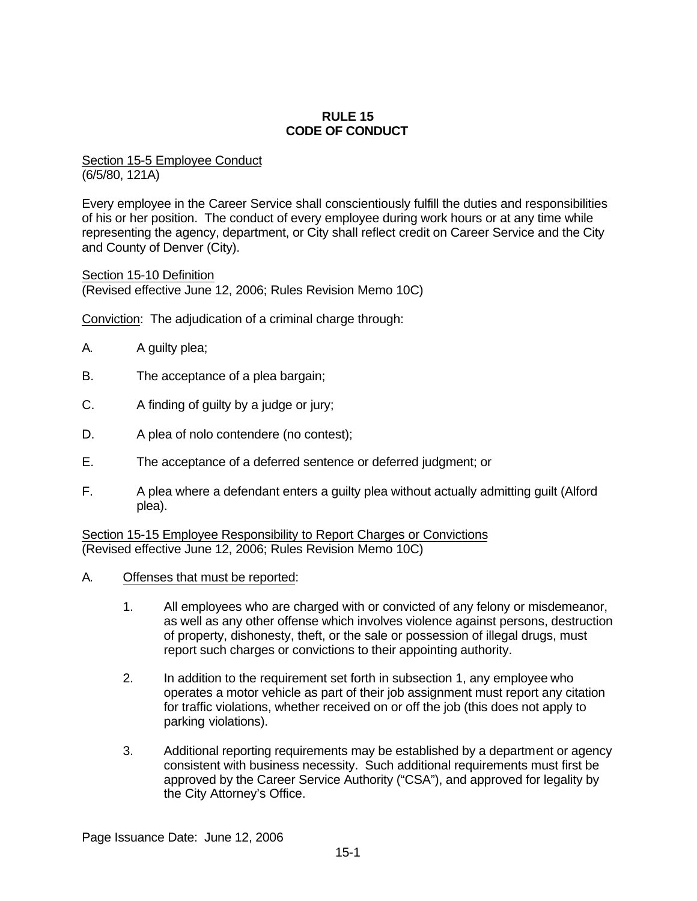# RULE 15
# CODE OF CONDUCT

Section 15-5 Employee Conduct
(6/5/80, 121A)

Every employee in the Career Service shall conscientiously fulfill the duties and responsibilities of his or her position. The conduct of every employee during work hours or at any time while representing the agency, department, or City shall reflect credit on Career Service and the City and County of Denver (City).

Section 15-10 Definition
(Revised effective June 12, 2006; Rules Revision Memo 10C)

Conviction: The adjudication of a criminal charge through:

A. A guilty plea;

B. The acceptance of a plea bargain;

C. A finding of guilty by a judge or jury;

D. A plea of nolo contendere (no contest);

E. The acceptance of a deferred sentence or deferred judgment; or

F. A plea where a defendant enters a guilty plea without actually admitting guilt (Alford plea).

Section 15-15 Employee Responsibility to Report Charges or Convictions
(Revised effective June 12, 2006; Rules Revision Memo 10C)

A. Offenses that must be reported:

1. All employees who are charged with or convicted of any felony or misdemeanor, as well as any other offense which involves violence against persons, destruction of property, dishonesty, theft, or the sale or possession of illegal drugs, must report such charges or convictions to their appointing authority.

2. In addition to the requirement set forth in subsection 1, any employee who operates a motor vehicle as part of their job assignment must report any citation for traffic violations, whether received on or off the job (this does not apply to parking violations).

3. Additional reporting requirements may be established by a department or agency consistent with business necessity. Such additional requirements must first be approved by the Career Service Authority ("CSA"), and approved for legality by the City Attorney's Office.

Page Issuance Date: June 12, 2006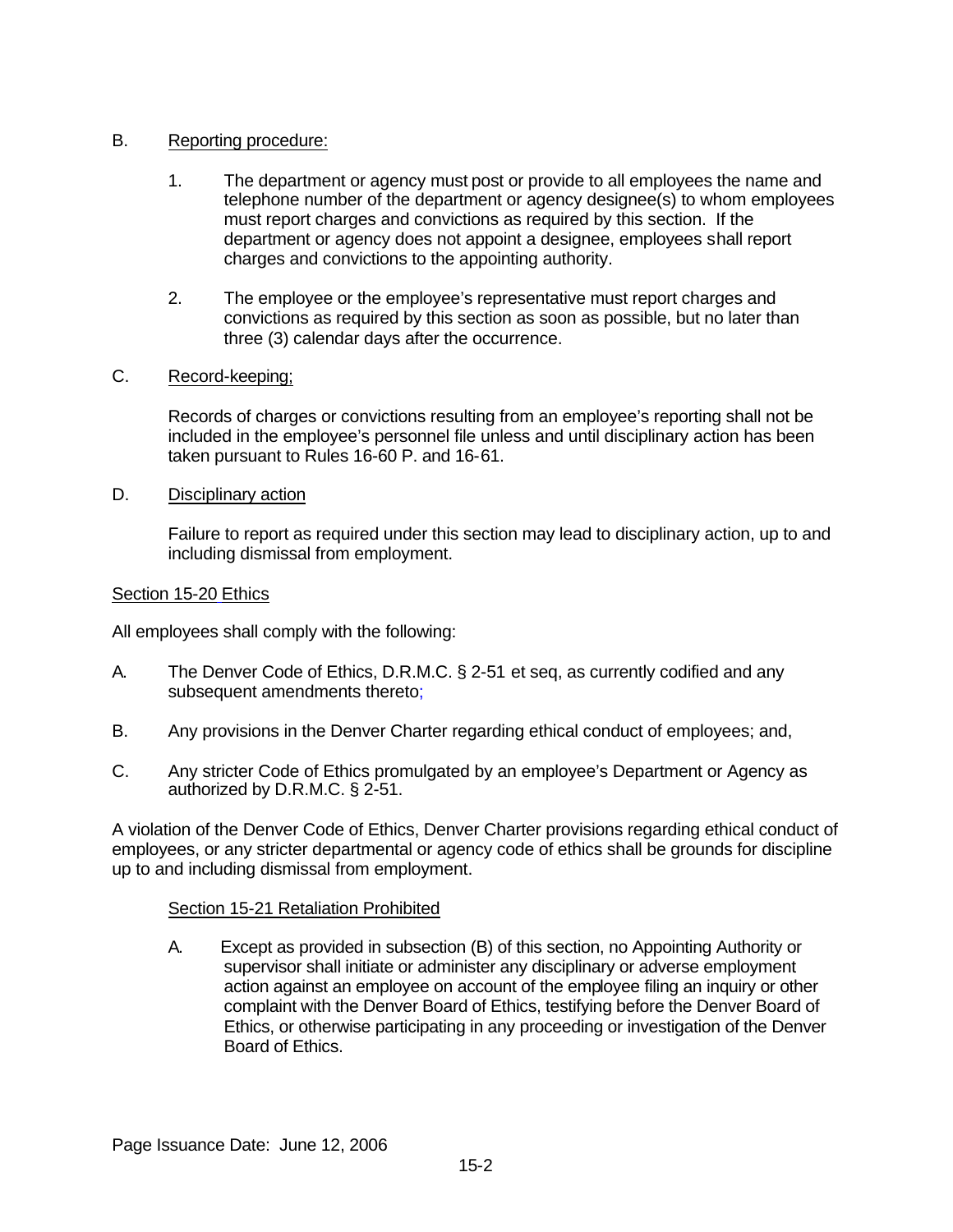B. Reporting procedure:

1. The department or agency must post or provide to all employees the name and telephone number of the department or agency designee(s) to whom employees must report charges and convictions as required by this section. If the department or agency does not appoint a designee, employees shall report charges and convictions to the appointing authority.

2. The employee or the employee's representative must report charges and convictions as required by this section as soon as possible, but no later than three (3) calendar days after the occurrence.

C. Record-keeping;

Records of charges or convictions resulting from an employee's reporting shall not be included in the employee's personnel file unless and until disciplinary action has been taken pursuant to Rules 16-60 P. and 16-61.

D. Disciplinary action

Failure to report as required under this section may lead to disciplinary action, up to and including dismissal from employment.

## Section 15-20 Ethics

All employees shall comply with the following:

A. The Denver Code of Ethics, D.R.M.C. § 2-51 et seq, as currently codified and any subsequent amendments thereto;

B. Any provisions in the Denver Charter regarding ethical conduct of employees; and,

C. Any stricter Code of Ethics promulgated by an employee's Department or Agency as authorized by D.R.M.C. § 2-51.

A violation of the Denver Code of Ethics, Denver Charter provisions regarding ethical conduct of employees, or any stricter departmental or agency code of ethics shall be grounds for discipline up to and including dismissal from employment.

## Section 15-21 Retaliation Prohibited

A. Except as provided in subsection (B) of this section, no Appointing Authority or supervisor shall initiate or administer any disciplinary or adverse employment action against an employee on account of the employee filing an inquiry or other complaint with the Denver Board of Ethics, testifying before the Denver Board of Ethics, or otherwise participating in any proceeding or investigation of the Denver Board of Ethics.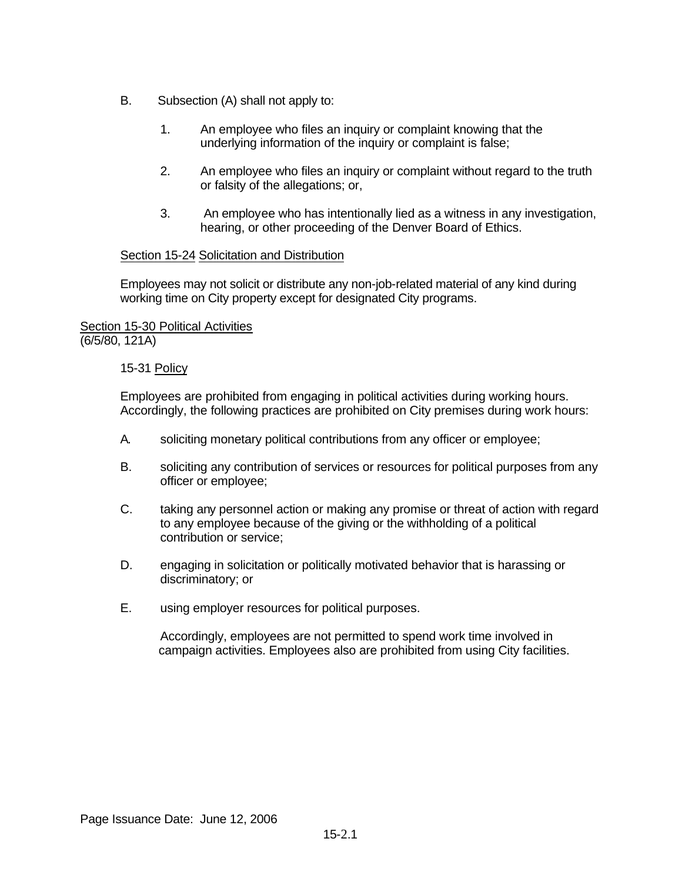B. Subsection (A) shall not apply to:

1. An employee who files an inquiry or complaint knowing that the underlying information of the inquiry or complaint is false;

2. An employee who files an inquiry or complaint without regard to the truth or falsity of the allegations; or,

3. An employee who has intentionally lied as a witness in any investigation, hearing, or other proceeding of the Denver Board of Ethics.

Section 15-24 Solicitation and Distribution

Employees may not solicit or distribute any non-job-related material of any kind during working time on City property except for designated City programs.

Section 15-30 Political Activities
(6/5/80, 121A)

15-31 Policy

Employees are prohibited from engaging in political activities during working hours. Accordingly, the following practices are prohibited on City premises during work hours:

A. soliciting monetary political contributions from any officer or employee;

B. soliciting any contribution of services or resources for political purposes from any officer or employee;

C. taking any personnel action or making any promise or threat of action with regard to any employee because of the giving or the withholding of a political contribution or service;

D. engaging in solicitation or politically motivated behavior that is harassing or discriminatory; or

E. using employer resources for political purposes.

Accordingly, employees are not permitted to spend work time involved in campaign activities. Employees also are prohibited from using City facilities.

Page Issuance Date: June 12, 2006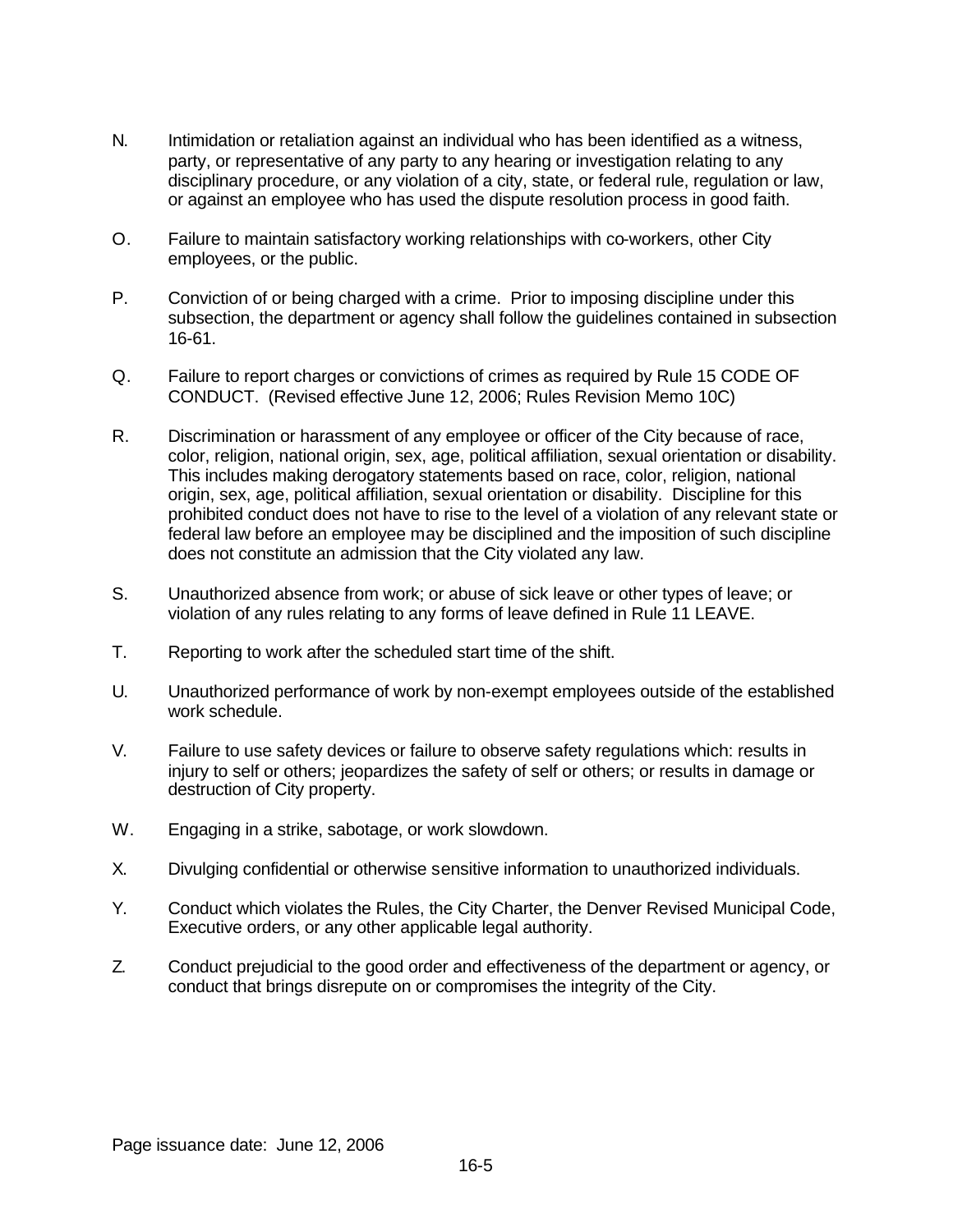N. Intimidation or retaliation against an individual who has been identified as a witness, party, or representative of any party to any hearing or investigation relating to any disciplinary procedure, or any violation of a city, state, or federal rule, regulation or law, or against an employee who has used the dispute resolution process in good faith.

O. Failure to maintain satisfactory working relationships with co-workers, other City employees, or the public.

P. Conviction of or being charged with a crime. Prior to imposing discipline under this subsection, the department or agency shall follow the guidelines contained in subsection 16-61.

Q. Failure to report charges or convictions of crimes as required by Rule 15 CODE OF CONDUCT. (Revised effective June 12, 2006; Rules Revision Memo 10C)

R. Discrimination or harassment of any employee or officer of the City because of race, color, religion, national origin, sex, age, political affiliation, sexual orientation or disability. This includes making derogatory statements based on race, color, religion, national origin, sex, age, political affiliation, sexual orientation or disability. Discipline for this prohibited conduct does not have to rise to the level of a violation of any relevant state or federal law before an employee may be disciplined and the imposition of such discipline does not constitute an admission that the City violated any law.

S. Unauthorized absence from work; or abuse of sick leave or other types of leave; or violation of any rules relating to any forms of leave defined in Rule 11 LEAVE.

T. Reporting to work after the scheduled start time of the shift.

U. Unauthorized performance of work by non-exempt employees outside of the established work schedule.

V. Failure to use safety devices or failure to observe safety regulations which: results in injury to self or others; jeopardizes the safety of self or others; or results in damage or destruction of City property.

W. Engaging in a strike, sabotage, or work slowdown.

X. Divulging confidential or otherwise sensitive information to unauthorized individuals.

Y. Conduct which violates the Rules, the City Charter, the Denver Revised Municipal Code, Executive orders, or any other applicable legal authority.

Z. Conduct prejudicial to the good order and effectiveness of the department or agency, or conduct that brings disrepute on or compromises the integrity of the City.

Page issuance date: June 12, 2006